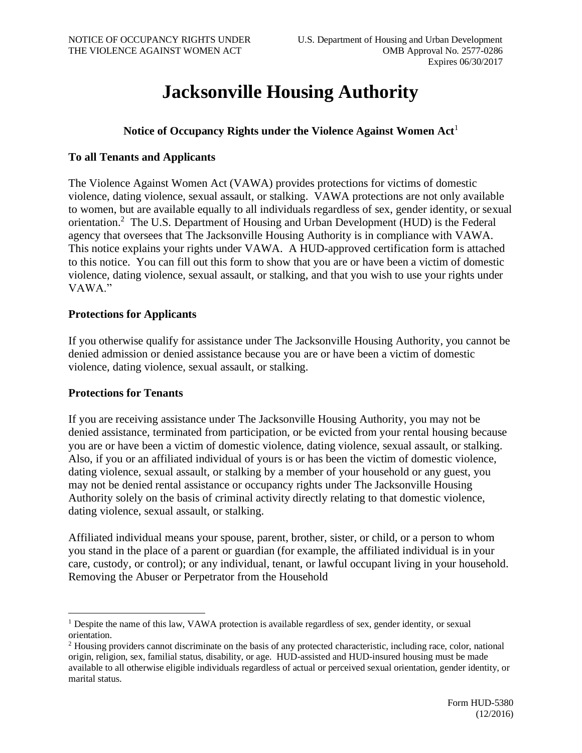# Jacksonville Housing Authority

## Notice of Occupancy Rights under the Violence Against Women Act[1]

### To all Tenants and Applicants

The Violence Against Women Act (VAWA) provides protections for victims of domestic violence, dating violence, sexual assault, or stalking. VAWA protections are not only available to women, but are available equally to all individuals regardless of sex, gender identity, or sexual orientation.[2] The U.S. Department of Housing and Urban Development (HUD) is the Federal agency that oversees that The Jacksonville Housing Authority is in compliance with VAWA. This notice explains your rights under VAWA. A HUD-approved certification form is attached to this notice. You can fill out this form to show that you are or have been a victim of domestic violence, dating violence, sexual assault, or stalking, and that you wish to use your rights under VAWA."

### Protections for Applicants

If you otherwise qualify for assistance under The Jacksonville Housing Authority, you cannot be denied admission or denied assistance because you are or have been a victim of domestic violence, dating violence, sexual assault, or stalking.

### Protections for Tenants

If you are receiving assistance under The Jacksonville Housing Authority, you may not be denied assistance, terminated from participation, or be evicted from your rental housing because you are or have been a victim of domestic violence, dating violence, sexual assault, or stalking. Also, if you or an affiliated individual of yours is or has been the victim of domestic violence, dating violence, sexual assault, or stalking by a member of your household or any guest, you may not be denied rental assistance or occupancy rights under The Jacksonville Housing Authority solely on the basis of criminal activity directly relating to that domestic violence, dating violence, sexual assault, or stalking.

Affiliated individual means your spouse, parent, brother, sister, or child, or a person to whom you stand in the place of a parent or guardian (for example, the affiliated individual is in your care, custody, or control); or any individual, tenant, or lawful occupant living in your household. Removing the Abuser or Perpetrator from the Household

---

[1] Despite the name of this law, VAWA protection is available regardless of sex, gender identity, or sexual orientation.

[2] Housing providers cannot discriminate on the basis of any protected characteristic, including race, color, national origin, religion, sex, familial status, disability, or age. HUD-assisted and HUD-insured housing must be made available to all otherwise eligible individuals regardless of actual or perceived sexual orientation, gender identity, or marital status.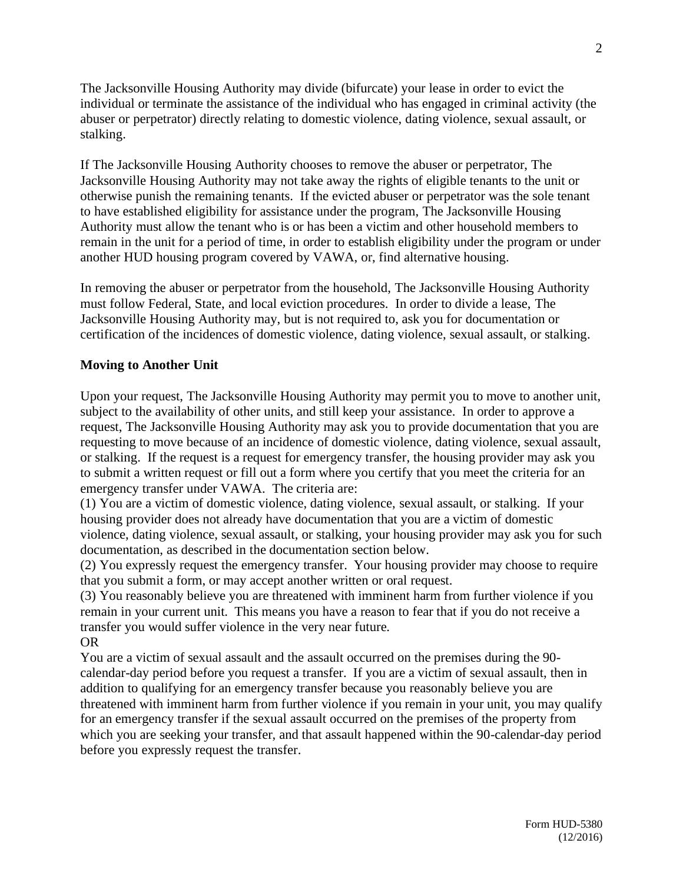The Jacksonville Housing Authority may divide (bifurcate) your lease in order to evict the individual or terminate the assistance of the individual who has engaged in criminal activity (the abuser or perpetrator) directly relating to domestic violence, dating violence, sexual assault, or stalking.

If The Jacksonville Housing Authority chooses to remove the abuser or perpetrator, The Jacksonville Housing Authority may not take away the rights of eligible tenants to the unit or otherwise punish the remaining tenants. If the evicted abuser or perpetrator was the sole tenant to have established eligibility for assistance under the program, The Jacksonville Housing Authority must allow the tenant who is or has been a victim and other household members to remain in the unit for a period of time, in order to establish eligibility under the program or under another HUD housing program covered by VAWA, or, find alternative housing.

In removing the abuser or perpetrator from the household, The Jacksonville Housing Authority must follow Federal, State, and local eviction procedures. In order to divide a lease, The Jacksonville Housing Authority may, but is not required to, ask you for documentation or certification of the incidences of domestic violence, dating violence, sexual assault, or stalking.

**Moving to Another Unit**

Upon your request, The Jacksonville Housing Authority may permit you to move to another unit, subject to the availability of other units, and still keep your assistance. In order to approve a request, The Jacksonville Housing Authority may ask you to provide documentation that you are requesting to move because of an incidence of domestic violence, dating violence, sexual assault, or stalking. If the request is a request for emergency transfer, the housing provider may ask you to submit a written request or fill out a form where you certify that you meet the criteria for an emergency transfer under VAWA. The criteria are:

(1) You are a victim of domestic violence, dating violence, sexual assault, or stalking. If your housing provider does not already have documentation that you are a victim of domestic violence, dating violence, sexual assault, or stalking, your housing provider may ask you for such documentation, as described in the documentation section below.

(2) You expressly request the emergency transfer. Your housing provider may choose to require that you submit a form, or may accept another written or oral request.

(3) You reasonably believe you are threatened with imminent harm from further violence if you remain in your current unit. This means you have a reason to fear that if you do not receive a transfer you would suffer violence in the very near future.

OR

You are a victim of sexual assault and the assault occurred on the premises during the 90-calendar-day period before you request a transfer. If you are a victim of sexual assault, then in addition to qualifying for an emergency transfer because you reasonably believe you are threatened with imminent harm from further violence if you remain in your unit, you may qualify for an emergency transfer if the sexual assault occurred on the premises of the property from which you are seeking your transfer, and that assault happened within the 90-calendar-day period before you expressly request the transfer.

Form HUD-5380
(12/2016)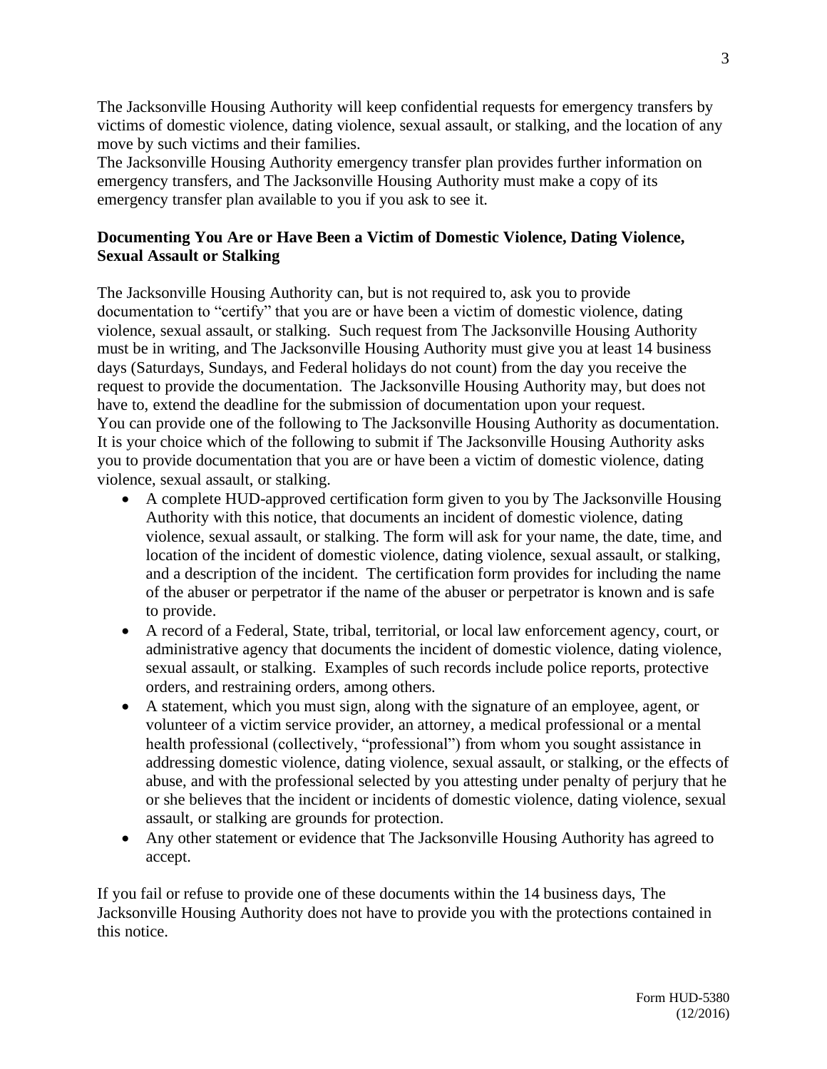The Jacksonville Housing Authority will keep confidential requests for emergency transfers by victims of domestic violence, dating violence, sexual assault, or stalking, and the location of any move by such victims and their families.

The Jacksonville Housing Authority emergency transfer plan provides further information on emergency transfers, and The Jacksonville Housing Authority must make a copy of its emergency transfer plan available to you if you ask to see it.

**Documenting You Are or Have Been a Victim of Domestic Violence, Dating Violence, Sexual Assault or Stalking**

The Jacksonville Housing Authority can, but is not required to, ask you to provide documentation to "certify" that you are or have been a victim of domestic violence, dating violence, sexual assault, or stalking. Such request from The Jacksonville Housing Authority must be in writing, and The Jacksonville Housing Authority must give you at least 14 business days (Saturdays, Sundays, and Federal holidays do not count) from the day you receive the request to provide the documentation. The Jacksonville Housing Authority may, but does not have to, extend the deadline for the submission of documentation upon your request.

You can provide one of the following to The Jacksonville Housing Authority as documentation. It is your choice which of the following to submit if The Jacksonville Housing Authority asks you to provide documentation that you are or have been a victim of domestic violence, dating violence, sexual assault, or stalking.

- A complete HUD-approved certification form given to you by The Jacksonville Housing Authority with this notice, that documents an incident of domestic violence, dating violence, sexual assault, or stalking. The form will ask for your name, the date, time, and location of the incident of domestic violence, dating violence, sexual assault, or stalking, and a description of the incident. The certification form provides for including the name of the abuser or perpetrator if the name of the abuser or perpetrator is known and is safe to provide.
- A record of a Federal, State, tribal, territorial, or local law enforcement agency, court, or administrative agency that documents the incident of domestic violence, dating violence, sexual assault, or stalking. Examples of such records include police reports, protective orders, and restraining orders, among others.
- A statement, which you must sign, along with the signature of an employee, agent, or volunteer of a victim service provider, an attorney, a medical professional or a mental health professional (collectively, "professional") from whom you sought assistance in addressing domestic violence, dating violence, sexual assault, or stalking, or the effects of abuse, and with the professional selected by you attesting under penalty of perjury that he or she believes that the incident or incidents of domestic violence, dating violence, sexual assault, or stalking are grounds for protection.
- Any other statement or evidence that The Jacksonville Housing Authority has agreed to accept.

If you fail or refuse to provide one of these documents within the 14 business days, The Jacksonville Housing Authority does not have to provide you with the protections contained in this notice.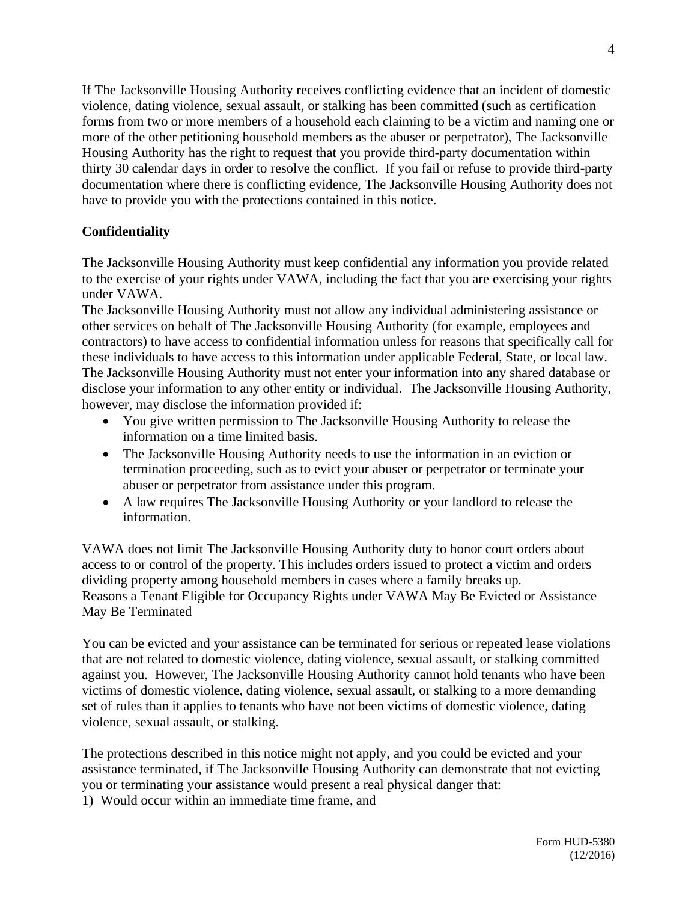If The Jacksonville Housing Authority receives conflicting evidence that an incident of domestic violence, dating violence, sexual assault, or stalking has been committed (such as certification forms from two or more members of a household each claiming to be a victim and naming one or more of the other petitioning household members as the abuser or perpetrator), The Jacksonville Housing Authority has the right to request that you provide third-party documentation within thirty 30 calendar days in order to resolve the conflict. If you fail or refuse to provide third-party documentation where there is conflicting evidence, The Jacksonville Housing Authority does not have to provide you with the protections contained in this notice.

**Confidentiality**

The Jacksonville Housing Authority must keep confidential any information you provide related to the exercise of your rights under VAWA, including the fact that you are exercising your rights under VAWA.

The Jacksonville Housing Authority must not allow any individual administering assistance or other services on behalf of The Jacksonville Housing Authority (for example, employees and contractors) to have access to confidential information unless for reasons that specifically call for these individuals to have access to this information under applicable Federal, State, or local law.

The Jacksonville Housing Authority must not enter your information into any shared database or disclose your information to any other entity or individual. The Jacksonville Housing Authority, however, may disclose the information provided if:

- You give written permission to The Jacksonville Housing Authority to release the information on a time limited basis.
- The Jacksonville Housing Authority needs to use the information in an eviction or termination proceeding, such as to evict your abuser or perpetrator or terminate your abuser or perpetrator from assistance under this program.
- A law requires The Jacksonville Housing Authority or your landlord to release the information.

VAWA does not limit The Jacksonville Housing Authority duty to honor court orders about access to or control of the property. This includes orders issued to protect a victim and orders dividing property among household members in cases where a family breaks up.

Reasons a Tenant Eligible for Occupancy Rights under VAWA May Be Evicted or Assistance May Be Terminated

You can be evicted and your assistance can be terminated for serious or repeated lease violations that are not related to domestic violence, dating violence, sexual assault, or stalking committed against you. However, The Jacksonville Housing Authority cannot hold tenants who have been victims of domestic violence, dating violence, sexual assault, or stalking to a more demanding set of rules than it applies to tenants who have not been victims of domestic violence, dating violence, sexual assault, or stalking.

The protections described in this notice might not apply, and you could be evicted and your assistance terminated, if The Jacksonville Housing Authority can demonstrate that not evicting you or terminating your assistance would present a real physical danger that:

1) Would occur within an immediate time frame, and

Form HUD-5380
(12/2016)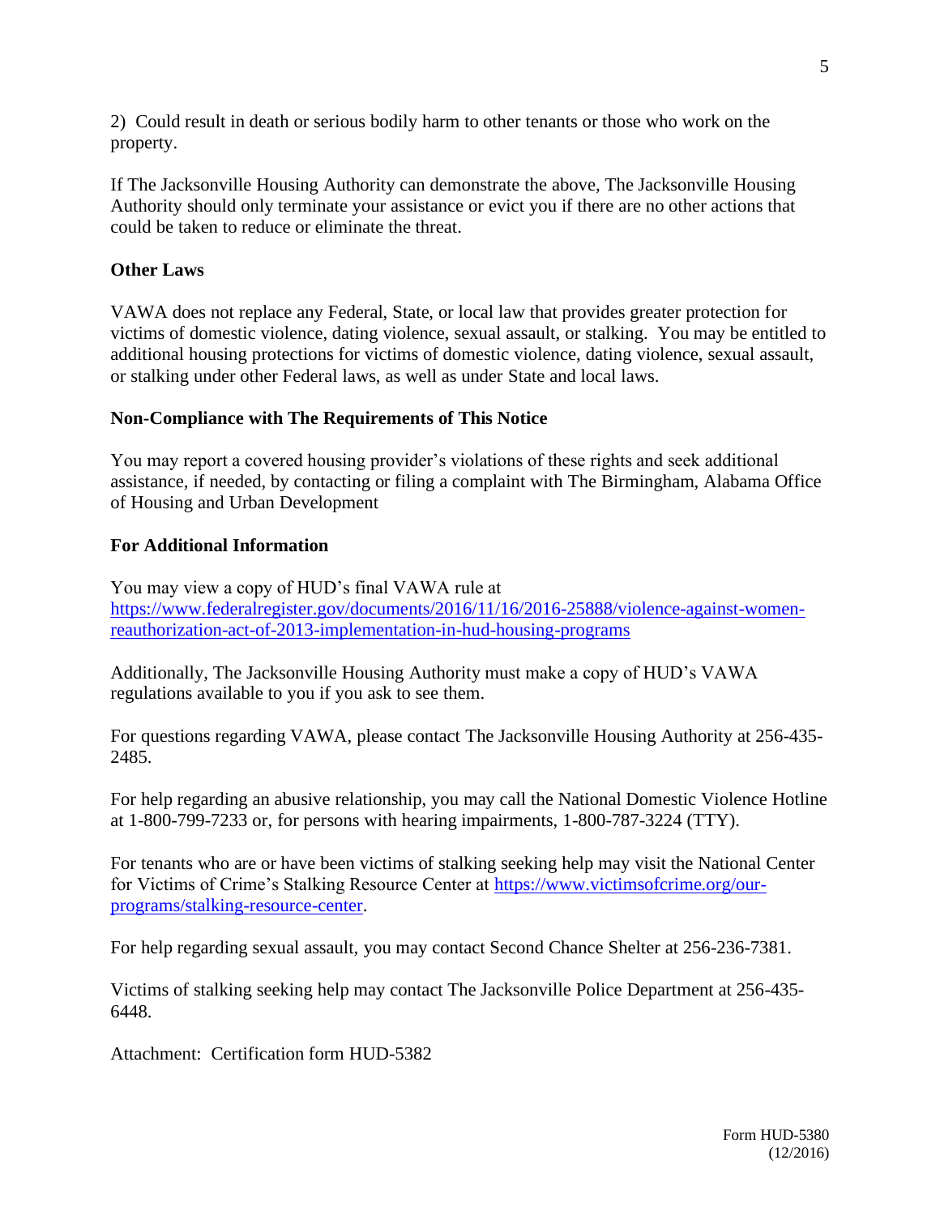2) Could result in death or serious bodily harm to other tenants or those who work on the property.

If The Jacksonville Housing Authority can demonstrate the above, The Jacksonville Housing Authority should only terminate your assistance or evict you if there are no other actions that could be taken to reduce or eliminate the threat.

**Other Laws**

VAWA does not replace any Federal, State, or local law that provides greater protection for victims of domestic violence, dating violence, sexual assault, or stalking. You may be entitled to additional housing protections for victims of domestic violence, dating violence, sexual assault, or stalking under other Federal laws, as well as under State and local laws.

**Non-Compliance with The Requirements of This Notice**

You may report a covered housing provider's violations of these rights and seek additional assistance, if needed, by contacting or filing a complaint with The Birmingham, Alabama Office of Housing and Urban Development

**For Additional Information**

You may view a copy of HUD's final VAWA rule at [https://www.federalregister.gov/documents/2016/11/16/2016-25888/violence-against-women-reauthorization-act-of-2013-implementation-in-hud-housing-programs](https://www.federalregister.gov/documents/2016/11/16/2016-25888/violence-against-women-reauthorization-act-of-2013-implementation-in-hud-housing-programs)

Additionally, The Jacksonville Housing Authority must make a copy of HUD's VAWA regulations available to you if you ask to see them.

For questions regarding VAWA, please contact The Jacksonville Housing Authority at 256-435-2485.

For help regarding an abusive relationship, you may call the National Domestic Violence Hotline at 1-800-799-7233 or, for persons with hearing impairments, 1-800-787-3224 (TTY).

For tenants who are or have been victims of stalking seeking help may visit the National Center for Victims of Crime's Stalking Resource Center at [https://www.victimsofcrime.org/our-programs/stalking-resource-center](https://www.victimsofcrime.org/our-programs/stalking-resource-center).

For help regarding sexual assault, you may contact Second Chance Shelter at 256-236-7381.

Victims of stalking seeking help may contact The Jacksonville Police Department at 256-435-6448.

Attachment: Certification form HUD-5382

Form HUD-5380
(12/2016)